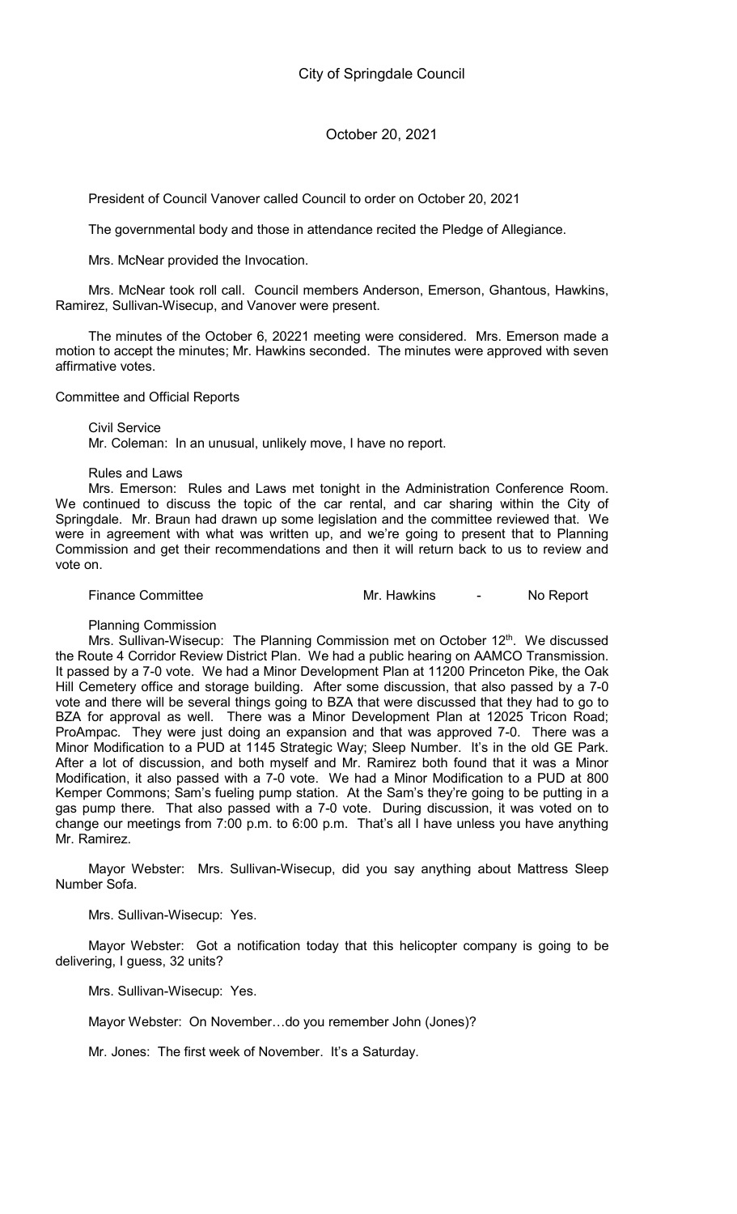# City of Springdale Council

October 20, 2021

President of Council Vanover called Council to order on October 20, 2021

The governmental body and those in attendance recited the Pledge of Allegiance.

Mrs. McNear provided the Invocation.

Mrs. McNear took roll call. Council members Anderson, Emerson, Ghantous, Hawkins, Ramirez, Sullivan-Wisecup, and Vanover were present.

The minutes of the October 6, 20221 meeting were considered. Mrs. Emerson made a motion to accept the minutes; Mr. Hawkins seconded. The minutes were approved with seven affirmative votes.

Committee and Official Reports

Civil Service
Mr. Coleman: In an unusual, unlikely move, I have no report.

Rules and Laws
Mrs. Emerson: Rules and Laws met tonight in the Administration Conference Room. We continued to discuss the topic of the car rental, and car sharing within the City of Springdale. Mr. Braun had drawn up some legislation and the committee reviewed that. We were in agreement with what was written up, and we're going to present that to Planning Commission and get their recommendations and then it will return back to us to review and vote on.

Finance Committee Mr. Hawkins - No Report

Planning Commission
Mrs. Sullivan-Wisecup: The Planning Commission met on October 12th. We discussed the Route 4 Corridor Review District Plan. We had a public hearing on AAMCO Transmission. It passed by a 7-0 vote. We had a Minor Development Plan at 11200 Princeton Pike, the Oak Hill Cemetery office and storage building. After some discussion, that also passed by a 7-0 vote and there will be several things going to BZA that were discussed that they had to go to BZA for approval as well. There was a Minor Development Plan at 12025 Tricon Road; ProAmpac. They were just doing an expansion and that was approved 7-0. There was a Minor Modification to a PUD at 1145 Strategic Way; Sleep Number. It's in the old GE Park. After a lot of discussion, and both myself and Mr. Ramirez both found that it was a Minor Modification, it also passed with a 7-0 vote. We had a Minor Modification to a PUD at 800 Kemper Commons; Sam's fueling pump station. At the Sam's they're going to be putting in a gas pump there. That also passed with a 7-0 vote. During discussion, it was voted on to change our meetings from 7:00 p.m. to 6:00 p.m. That's all I have unless you have anything Mr. Ramirez.

Mayor Webster: Mrs. Sullivan-Wisecup, did you say anything about Mattress Sleep Number Sofa.

Mrs. Sullivan-Wisecup: Yes.

Mayor Webster: Got a notification today that this helicopter company is going to be delivering, I guess, 32 units?

Mrs. Sullivan-Wisecup: Yes.

Mayor Webster: On November…do you remember John (Jones)?

Mr. Jones: The first week of November. It's a Saturday.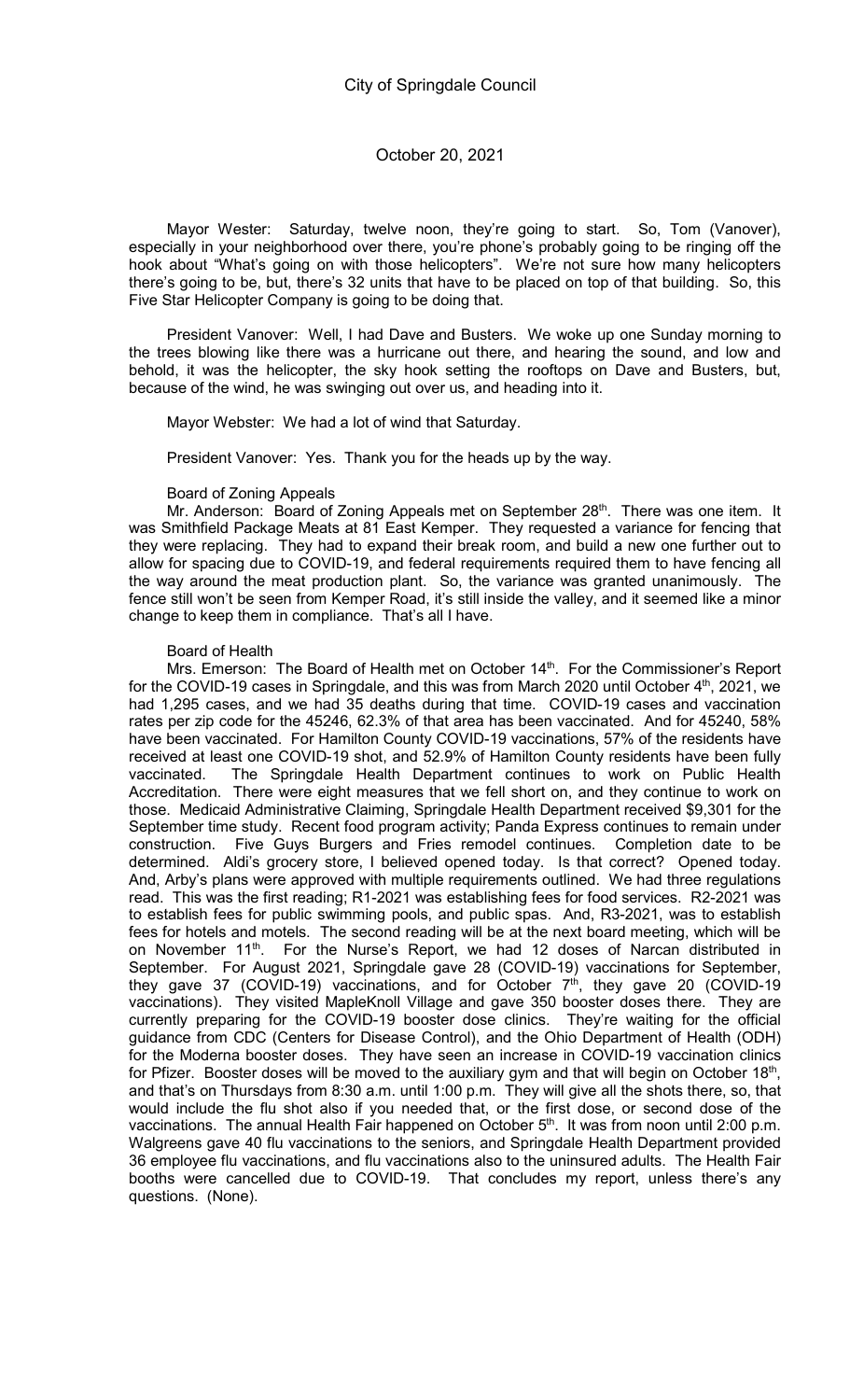Mayor Wester: Saturday, twelve noon, they're going to start. So, Tom (Vanover), especially in your neighborhood over there, you're phone's probably going to be ringing off the hook about "What's going on with those helicopters". We're not sure how many helicopters there's going to be, but, there's 32 units that have to be placed on top of that building. So, this Five Star Helicopter Company is going to be doing that.

President Vanover: Well, I had Dave and Busters. We woke up one Sunday morning to the trees blowing like there was a hurricane out there, and hearing the sound, and low and behold, it was the helicopter, the sky hook setting the rooftops on Dave and Busters, but, because of the wind, he was swinging out over us, and heading into it.

Mayor Webster: We had a lot of wind that Saturday.

President Vanover: Yes. Thank you for the heads up by the way.

Board of Zoning Appeals

Mr. Anderson: Board of Zoning Appeals met on September 28th. There was one item. It was Smithfield Package Meats at 81 East Kemper. They requested a variance for fencing that they were replacing. They had to expand their break room, and build a new one further out to allow for spacing due to COVID-19, and federal requirements required them to have fencing all the way around the meat production plant. So, the variance was granted unanimously. The fence still won't be seen from Kemper Road, it's still inside the valley, and it seemed like a minor change to keep them in compliance. That's all I have.

Board of Health

Mrs. Emerson: The Board of Health met on October 14th. For the Commissioner's Report for the COVID-19 cases in Springdale, and this was from March 2020 until October 4th, 2021, we had 1,295 cases, and we had 35 deaths during that time. COVID-19 cases and vaccination rates per zip code for the 45246, 62.3% of that area has been vaccinated. And for 45240, 58% have been vaccinated. For Hamilton County COVID-19 vaccinations, 57% of the residents have received at least one COVID-19 shot, and 52.9% of Hamilton County residents have been fully vaccinated. The Springdale Health Department continues to work on Public Health Accreditation. There were eight measures that we fell short on, and they continue to work on those. Medicaid Administrative Claiming, Springdale Health Department received $9,301 for the September time study. Recent food program activity; Panda Express continues to remain under construction. Five Guys Burgers and Fries remodel continues. Completion date to be determined. Aldi's grocery store, I believed opened today. Is that correct? Opened today. And, Arby's plans were approved with multiple requirements outlined. We had three regulations read. This was the first reading; R1-2021 was establishing fees for food services. R2-2021 was to establish fees for public swimming pools, and public spas. And, R3-2021, was to establish fees for hotels and motels. The second reading will be at the next board meeting, which will be on November 11th. For the Nurse's Report, we had 12 doses of Narcan distributed in September. For August 2021, Springdale gave 28 (COVID-19) vaccinations for September, they gave 37 (COVID-19) vaccinations, and for October 7th, they gave 20 (COVID-19 vaccinations). They visited MapleKnoll Village and gave 350 booster doses there. They are currently preparing for the COVID-19 booster dose clinics. They're waiting for the official guidance from CDC (Centers for Disease Control), and the Ohio Department of Health (ODH) for the Moderna booster doses. They have seen an increase in COVID-19 vaccination clinics for Pfizer. Booster doses will be moved to the auxiliary gym and that will begin on October 18th, and that's on Thursdays from 8:30 a.m. until 1:00 p.m. They will give all the shots there, so, that would include the flu shot also if you needed that, or the first dose, or second dose of the vaccinations. The annual Health Fair happened on October 5th. It was from noon until 2:00 p.m. Walgreens gave 40 flu vaccinations to the seniors, and Springdale Health Department provided 36 employee flu vaccinations, and flu vaccinations also to the uninsured adults. The Health Fair booths were cancelled due to COVID-19. That concludes my report, unless there's any questions. (None).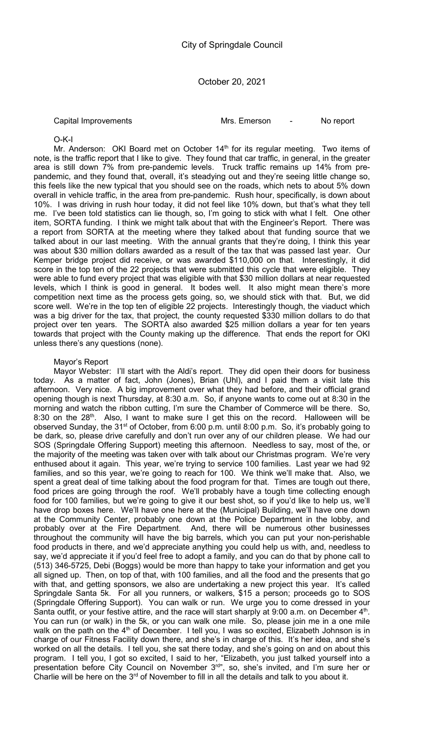Capital Improvements | Mrs. Emerson | - | No report

O-K-I

Mr. Anderson: OKI Board met on October 14th for its regular meeting. Two items of note, is the traffic report that I like to give. They found that car traffic, in general, in the greater area is still down 7% from pre-pandemic levels. Truck traffic remains up 14% from pre-pandemic, and they found that, overall, it's steadying out and they're seeing little change so, this feels like the new typical that you should see on the roads, which nets to about 5% down overall in vehicle traffic, in the area from pre-pandemic. Rush hour, specifically, is down about 10%. I was driving in rush hour today, it did not feel like 10% down, but that's what they tell me. I've been told statistics can lie though, so, I'm going to stick with what I felt. One other item, SORTA funding. I think we might talk about that with the Engineer's Report. There was a report from SORTA at the meeting where they talked about that funding source that we talked about in our last meeting. With the annual grants that they're doing, I think this year was about $30 million dollars awarded as a result of the tax that was passed last year. Our Kemper bridge project did receive, or was awarded $110,000 on that. Interestingly, it did score in the top ten of the 22 projects that were submitted this cycle that were eligible. They were able to fund every project that was eligible with that $30 million dollars at near requested levels, which I think is good in general. It bodes well. It also might mean there's more competition next time as the process gets going, so, we should stick with that. But, we did score well. We're in the top ten of eligible 22 projects. Interestingly though, the viaduct which was a big driver for the tax, that project, the county requested $330 million dollars to do that project over ten years. The SORTA also awarded $25 million dollars a year for ten years towards that project with the County making up the difference. That ends the report for OKI unless there's any questions (none).

Mayor's Report

Mayor Webster: I'll start with the Aldi's report. They did open their doors for business today. As a matter of fact, John (Jones), Brian (Uhl), and I paid them a visit late this afternoon. Very nice. A big improvement over what they had before, and their official grand opening though is next Thursday, at 8:30 a.m. So, if anyone wants to come out at 8:30 in the morning and watch the ribbon cutting, I'm sure the Chamber of Commerce will be there. So, 8:30 on the 28th. Also, I want to make sure I get this on the record. Halloween will be observed Sunday, the 31st of October, from 6:00 p.m. until 8:00 p.m. So, it's probably going to be dark, so, please drive carefully and don't run over any of our children please. We had our SOS (Springdale Offering Support) meeting this afternoon. Needless to say, most of the, or the majority of the meeting was taken over with talk about our Christmas program. We're very enthused about it again. This year, we're trying to service 100 families. Last year we had 92 families, and so this year, we're going to reach for 100. We think we'll make that. Also, we spent a great deal of time talking about the food program for that. Times are tough out there, food prices are going through the roof. We'll probably have a tough time collecting enough food for 100 families, but we're going to give it our best shot, so if you'd like to help us, we'll have drop boxes here. We'll have one here at the (Municipal) Building, we'll have one down at the Community Center, probably one down at the Police Department in the lobby, and probably over at the Fire Department. And, there will be numerous other businesses throughout the community will have the big barrels, which you can put your non-perishable food products in there, and we'd appreciate anything you could help us with, and, needless to say, we'd appreciate it if you'd feel free to adopt a family, and you can do that by phone call to (513) 346-5725, Debi (Boggs) would be more than happy to take your information and get you all signed up. Then, on top of that, with 100 families, and all the food and the presents that go with that, and getting sponsors, we also are undertaking a new project this year. It's called Springdale Santa 5k. For all you runners, or walkers, $15 a person; proceeds go to SOS (Springdale Offering Support). You can walk or run. We urge you to come dressed in your Santa outfit, or your festive attire, and the race will start sharply at 9:00 a.m. on December 4th. You can run (or walk) in the 5k, or you can walk one mile. So, please join me in a one mile walk on the path on the 4th of December. I tell you, I was so excited, Elizabeth Johnson is in charge of our Fitness Facility down there, and she's in charge of this. It's her idea, and she's worked on all the details. I tell you, she sat there today, and she's going on and on about this program. I tell you, I got so excited, I said to her, "Elizabeth, you just talked yourself into a presentation before City Council on November 3rd", so, she's invited, and I'm sure her or Charlie will be here on the 3rd of November to fill in all the details and talk to you about it.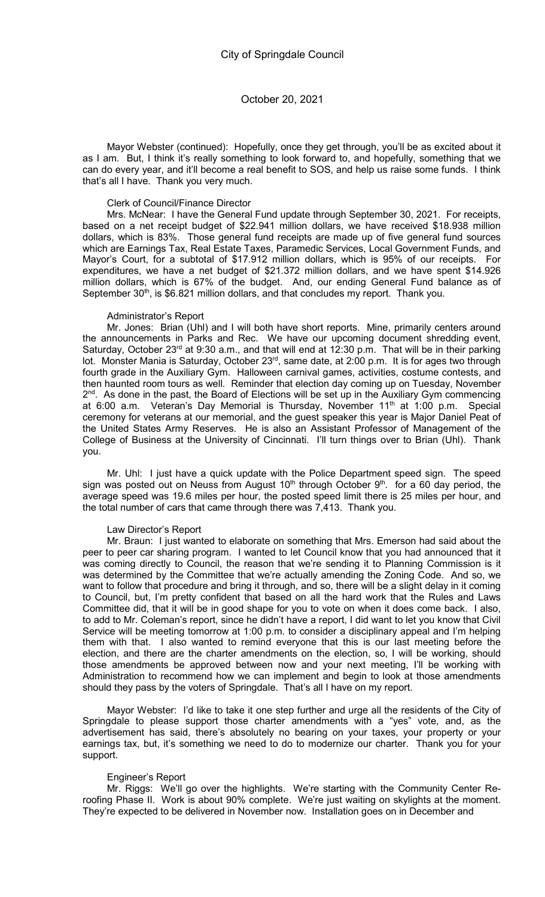Mayor Webster (continued): Hopefully, once they get through, you'll be as excited about it as I am. But, I think it's really something to look forward to, and hopefully, something that we can do every year, and it'll become a real benefit to SOS, and help us raise some funds. I think that's all I have. Thank you very much.

Clerk of Council/Finance Director

Mrs. McNear: I have the General Fund update through September 30, 2021. For receipts, based on a net receipt budget of $22.941 million dollars, we have received $18.938 million dollars, which is 83%. Those general fund receipts are made up of five general fund sources which are Earnings Tax, Real Estate Taxes, Paramedic Services, Local Government Funds, and Mayor's Court, for a subtotal of $17.912 million dollars, which is 95% of our receipts. For expenditures, we have a net budget of $21.372 million dollars, and we have spent $14.926 million dollars, which is 67% of the budget. And, our ending General Fund balance as of September 30th, is $6.821 million dollars, and that concludes my report. Thank you.

Administrator's Report

Mr. Jones: Brian (Uhl) and I will both have short reports. Mine, primarily centers around the announcements in Parks and Rec. We have our upcoming document shredding event, Saturday, October 23rd at 9:30 a.m., and that will end at 12:30 p.m. That will be in their parking lot. Monster Mania is Saturday, October 23rd, same date, at 2:00 p.m. It is for ages two through fourth grade in the Auxiliary Gym. Halloween carnival games, activities, costume contests, and then haunted room tours as well. Reminder that election day coming up on Tuesday, November 2nd. As done in the past, the Board of Elections will be set up in the Auxiliary Gym commencing at 6:00 a.m. Veteran's Day Memorial is Thursday, November 11th at 1:00 p.m. Special ceremony for veterans at our memorial, and the guest speaker this year is Major Daniel Peat of the United States Army Reserves. He is also an Assistant Professor of Management of the College of Business at the University of Cincinnati. I'll turn things over to Brian (Uhl). Thank you.

Mr. Uhl: I just have a quick update with the Police Department speed sign. The speed sign was posted out on Neuss from August 10th through October 9th. for a 60 day period, the average speed was 19.6 miles per hour, the posted speed limit there is 25 miles per hour, and the total number of cars that came through there was 7,413. Thank you.

Law Director's Report

Mr. Braun: I just wanted to elaborate on something that Mrs. Emerson had said about the peer to peer car sharing program. I wanted to let Council know that you had announced that it was coming directly to Council, the reason that we're sending it to Planning Commission is it was determined by the Committee that we're actually amending the Zoning Code. And so, we want to follow that procedure and bring it through, and so, there will be a slight delay in it coming to Council, but, I'm pretty confident that based on all the hard work that the Rules and Laws Committee did, that it will be in good shape for you to vote on when it does come back. I also, to add to Mr. Coleman's report, since he didn't have a report, I did want to let you know that Civil Service will be meeting tomorrow at 1:00 p.m. to consider a disciplinary appeal and I'm helping them with that. I also wanted to remind everyone that this is our last meeting before the election, and there are the charter amendments on the election, so, I will be working, should those amendments be approved between now and your next meeting, I'll be working with Administration to recommend how we can implement and begin to look at those amendments should they pass by the voters of Springdale. That's all I have on my report.

Mayor Webster: I'd like to take it one step further and urge all the residents of the City of Springdale to please support those charter amendments with a "yes" vote, and, as the advertisement has said, there's absolutely no bearing on your taxes, your property or your earnings tax, but, it's something we need to do to modernize our charter. Thank you for your support.

Engineer's Report

Mr. Riggs: We'll go over the highlights. We're starting with the Community Center Re-roofing Phase II. Work is about 90% complete. We're just waiting on skylights at the moment. They're expected to be delivered in November now. Installation goes on in December and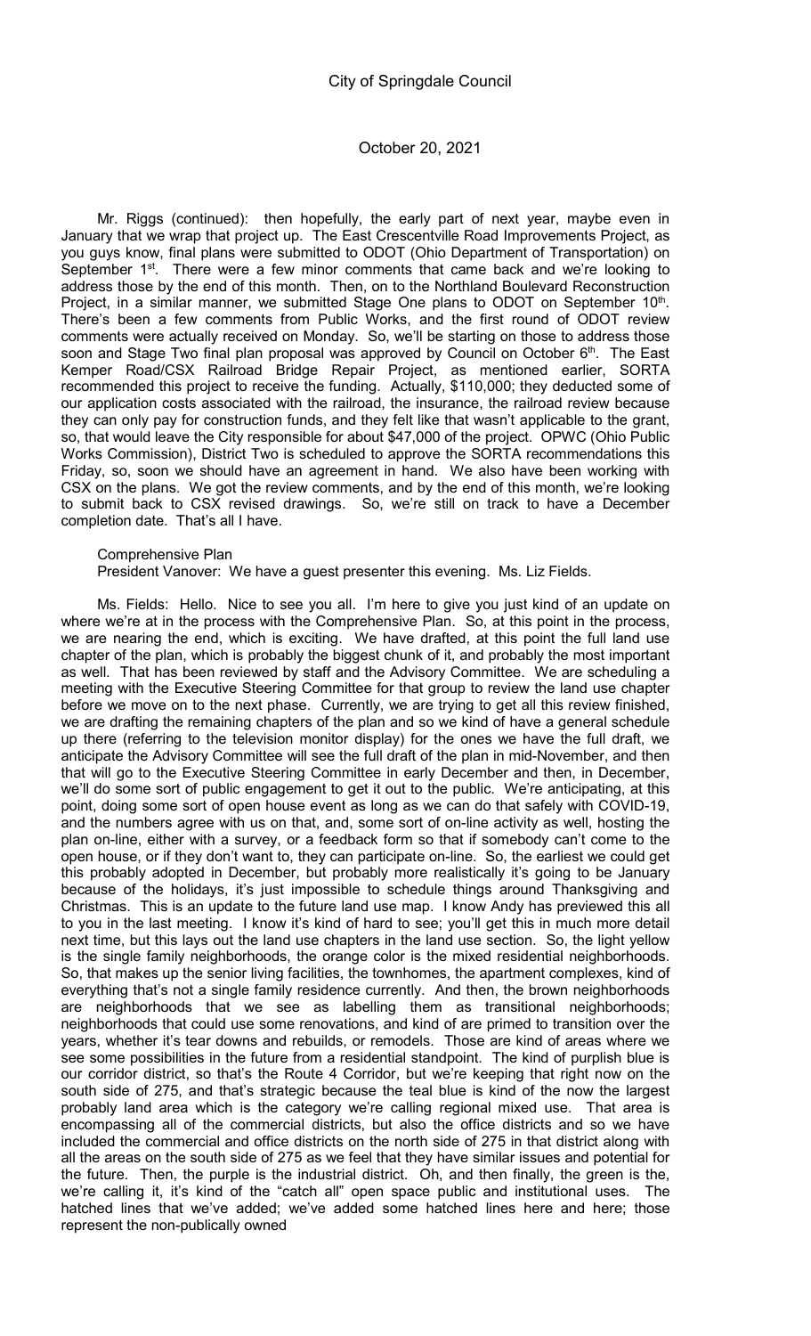Mr. Riggs (continued): then hopefully, the early part of next year, maybe even in January that we wrap that project up. The East Crescentville Road Improvements Project, as you guys know, final plans were submitted to ODOT (Ohio Department of Transportation) on September 1st. There were a few minor comments that came back and we're looking to address those by the end of this month. Then, on to the Northland Boulevard Reconstruction Project, in a similar manner, we submitted Stage One plans to ODOT on September 10th. There's been a few comments from Public Works, and the first round of ODOT review comments were actually received on Monday. So, we'll be starting on those to address those soon and Stage Two final plan proposal was approved by Council on October 6th. The East Kemper Road/CSX Railroad Bridge Repair Project, as mentioned earlier, SORTA recommended this project to receive the funding. Actually, $110,000; they deducted some of our application costs associated with the railroad, the insurance, the railroad review because they can only pay for construction funds, and they felt like that wasn't applicable to the grant, so, that would leave the City responsible for about $47,000 of the project. OPWC (Ohio Public Works Commission), District Two is scheduled to approve the SORTA recommendations this Friday, so, soon we should have an agreement in hand. We also have been working with CSX on the plans. We got the review comments, and by the end of this month, we're looking to submit back to CSX revised drawings. So, we're still on track to have a December completion date. That's all I have.

Comprehensive Plan

President Vanover: We have a guest presenter this evening. Ms. Liz Fields.

Ms. Fields: Hello. Nice to see you all. I'm here to give you just kind of an update on where we're at in the process with the Comprehensive Plan. So, at this point in the process, we are nearing the end, which is exciting. We have drafted, at this point the full land use chapter of the plan, which is probably the biggest chunk of it, and probably the most important as well. That has been reviewed by staff and the Advisory Committee. We are scheduling a meeting with the Executive Steering Committee for that group to review the land use chapter before we move on to the next phase. Currently, we are trying to get all this review finished, we are drafting the remaining chapters of the plan and so we kind of have a general schedule up there (referring to the television monitor display) for the ones we have the full draft, we anticipate the Advisory Committee will see the full draft of the plan in mid-November, and then that will go to the Executive Steering Committee in early December and then, in December, we'll do some sort of public engagement to get it out to the public. We're anticipating, at this point, doing some sort of open house event as long as we can do that safely with COVID-19, and the numbers agree with us on that, and, some sort of on-line activity as well, hosting the plan on-line, either with a survey, or a feedback form so that if somebody can't come to the open house, or if they don't want to, they can participate on-line. So, the earliest we could get this probably adopted in December, but probably more realistically it's going to be January because of the holidays, it's just impossible to schedule things around Thanksgiving and Christmas. This is an update to the future land use map. I know Andy has previewed this all to you in the last meeting. I know it's kind of hard to see; you'll get this in much more detail next time, but this lays out the land use chapters in the land use section. So, the light yellow is the single family neighborhoods, the orange color is the mixed residential neighborhoods. So, that makes up the senior living facilities, the townhomes, the apartment complexes, kind of everything that's not a single family residence currently. And then, the brown neighborhoods are neighborhoods that we see as labelling them as transitional neighborhoods; neighborhoods that could use some renovations, and kind of are primed to transition over the years, whether it's tear downs and rebuilds, or remodels. Those are kind of areas where we see some possibilities in the future from a residential standpoint. The kind of purplish blue is our corridor district, so that's the Route 4 Corridor, but we're keeping that right now on the south side of 275, and that's strategic because the teal blue is kind of the now the largest probably land area which is the category we're calling regional mixed use. That area is encompassing all of the commercial districts, but also the office districts and so we have included the commercial and office districts on the north side of 275 in that district along with all the areas on the south side of 275 as we feel that they have similar issues and potential for the future. Then, the purple is the industrial district. Oh, and then finally, the green is the, we're calling it, it's kind of the "catch all" open space public and institutional uses. The hatched lines that we've added; we've added some hatched lines here and here; those represent the non-publically owned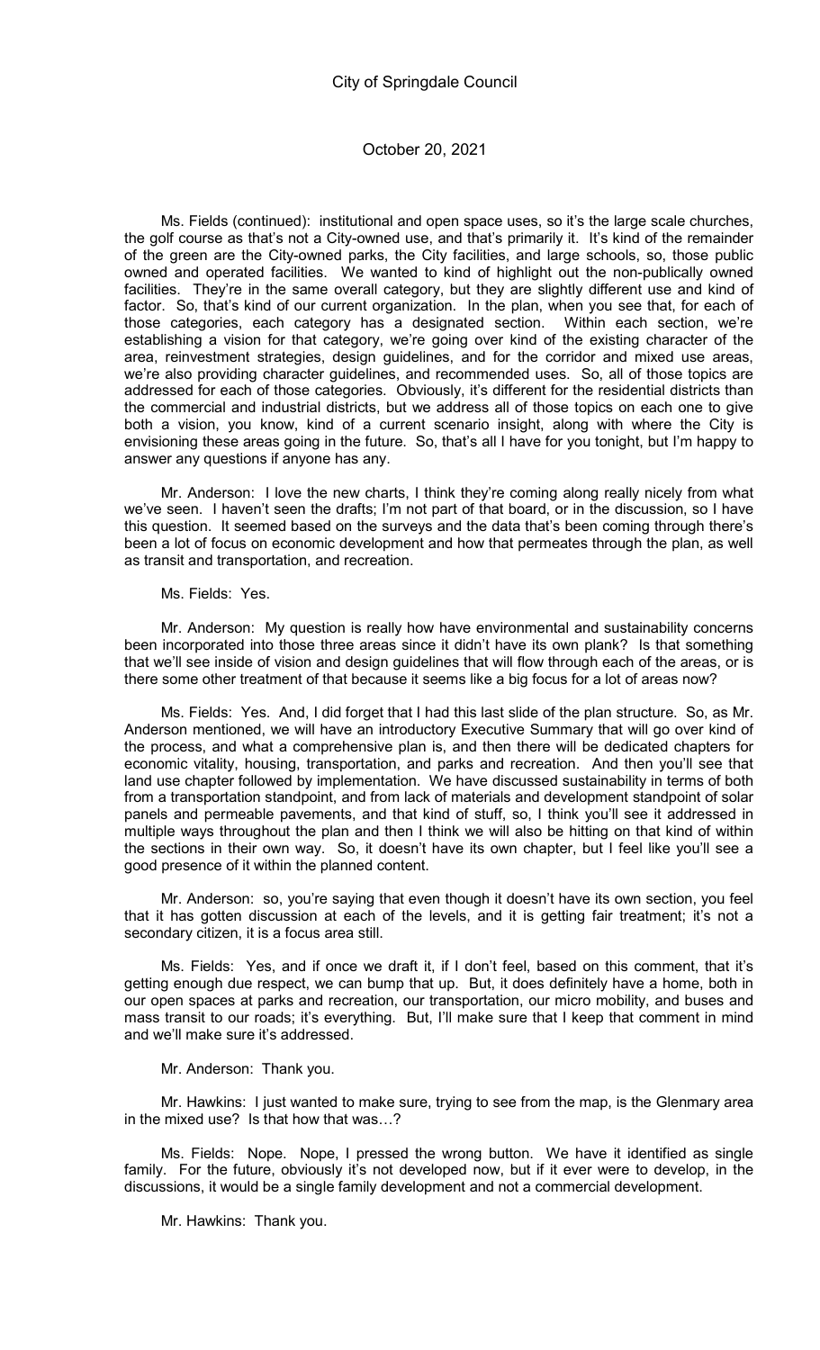Ms. Fields (continued): institutional and open space uses, so it's the large scale churches, the golf course as that's not a City-owned use, and that's primarily it. It's kind of the remainder of the green are the City-owned parks, the City facilities, and large schools, so, those public owned and operated facilities. We wanted to kind of highlight out the non-publically owned facilities. They're in the same overall category, but they are slightly different use and kind of factor. So, that's kind of our current organization. In the plan, when you see that, for each of those categories, each category has a designated section. Within each section, we're establishing a vision for that category, we're going over kind of the existing character of the area, reinvestment strategies, design guidelines, and for the corridor and mixed use areas, we're also providing character guidelines, and recommended uses. So, all of those topics are addressed for each of those categories. Obviously, it's different for the residential districts than the commercial and industrial districts, but we address all of those topics on each one to give both a vision, you know, kind of a current scenario insight, along with where the City is envisioning these areas going in the future. So, that's all I have for you tonight, but I'm happy to answer any questions if anyone has any.

Mr. Anderson: I love the new charts, I think they're coming along really nicely from what we've seen. I haven't seen the drafts; I'm not part of that board, or in the discussion, so I have this question. It seemed based on the surveys and the data that's been coming through there's been a lot of focus on economic development and how that permeates through the plan, as well as transit and transportation, and recreation.

Ms. Fields: Yes.

Mr. Anderson: My question is really how have environmental and sustainability concerns been incorporated into those three areas since it didn't have its own plank? Is that something that we'll see inside of vision and design guidelines that will flow through each of the areas, or is there some other treatment of that because it seems like a big focus for a lot of areas now?

Ms. Fields: Yes. And, I did forget that I had this last slide of the plan structure. So, as Mr. Anderson mentioned, we will have an introductory Executive Summary that will go over kind of the process, and what a comprehensive plan is, and then there will be dedicated chapters for economic vitality, housing, transportation, and parks and recreation. And then you'll see that land use chapter followed by implementation. We have discussed sustainability in terms of both from a transportation standpoint, and from lack of materials and development standpoint of solar panels and permeable pavements, and that kind of stuff, so, I think you'll see it addressed in multiple ways throughout the plan and then I think we will also be hitting on that kind of within the sections in their own way. So, it doesn't have its own chapter, but I feel like you'll see a good presence of it within the planned content.

Mr. Anderson: so, you're saying that even though it doesn't have its own section, you feel that it has gotten discussion at each of the levels, and it is getting fair treatment; it's not a secondary citizen, it is a focus area still.

Ms. Fields: Yes, and if once we draft it, if I don't feel, based on this comment, that it's getting enough due respect, we can bump that up. But, it does definitely have a home, both in our open spaces at parks and recreation, our transportation, our micro mobility, and buses and mass transit to our roads; it's everything. But, I'll make sure that I keep that comment in mind and we'll make sure it's addressed.

Mr. Anderson: Thank you.

Mr. Hawkins: I just wanted to make sure, trying to see from the map, is the Glenmary area in the mixed use? Is that how that was…?

Ms. Fields: Nope. Nope, I pressed the wrong button. We have it identified as single family. For the future, obviously it's not developed now, but if it ever were to develop, in the discussions, it would be a single family development and not a commercial development.

Mr. Hawkins: Thank you.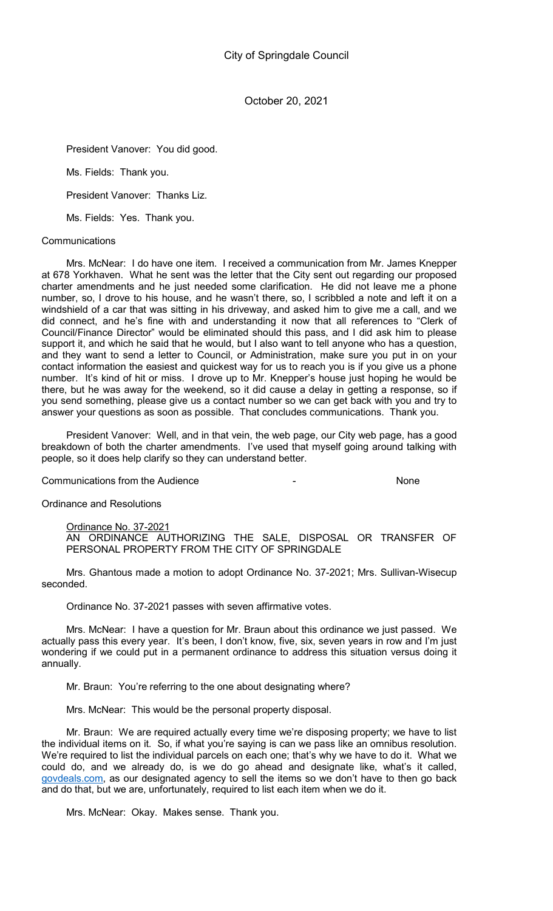President Vanover: You did good.

Ms. Fields: Thank you.

President Vanover: Thanks Liz.

Ms. Fields: Yes. Thank you.

Communications

Mrs. McNear: I do have one item. I received a communication from Mr. James Knepper at 678 Yorkhaven. What he sent was the letter that the City sent out regarding our proposed charter amendments and he just needed some clarification. He did not leave me a phone number, so, I drove to his house, and he wasn't there, so, I scribbled a note and left it on a windshield of a car that was sitting in his driveway, and asked him to give me a call, and we did connect, and he's fine with and understanding it now that all references to "Clerk of Council/Finance Director" would be eliminated should this pass, and I did ask him to please support it, and which he said that he would, but I also want to tell anyone who has a question, and they want to send a letter to Council, or Administration, make sure you put in on your contact information the easiest and quickest way for us to reach you is if you give us a phone number. It's kind of hit or miss. I drove up to Mr. Knepper's house just hoping he would be there, but he was away for the weekend, so it did cause a delay in getting a response, so if you send something, please give us a contact number so we can get back with you and try to answer your questions as soon as possible. That concludes communications. Thank you.

President Vanover: Well, and in that vein, the web page, our City web page, has a good breakdown of both the charter amendments. I've used that myself going around talking with people, so it does help clarify so they can understand better.

Communications from the Audience - None

Ordinance and Resolutions

Ordinance No. 37-2021
AN ORDINANCE AUTHORIZING THE SALE, DISPOSAL OR TRANSFER OF PERSONAL PROPERTY FROM THE CITY OF SPRINGDALE

Mrs. Ghantous made a motion to adopt Ordinance No. 37-2021; Mrs. Sullivan-Wisecup seconded.

Ordinance No. 37-2021 passes with seven affirmative votes.

Mrs. McNear: I have a question for Mr. Braun about this ordinance we just passed. We actually pass this every year. It's been, I don't know, five, six, seven years in row and I'm just wondering if we could put in a permanent ordinance to address this situation versus doing it annually.

Mr. Braun: You're referring to the one about designating where?

Mrs. McNear: This would be the personal property disposal.

Mr. Braun: We are required actually every time we're disposing property; we have to list the individual items on it. So, if what you're saying is can we pass like an omnibus resolution. We're required to list the individual parcels on each one; that's why we have to do it. What we could do, and we already do, is we do go ahead and designate like, what's it called, govdeals.com, as our designated agency to sell the items so we don't have to then go back and do that, but we are, unfortunately, required to list each item when we do it.

Mrs. McNear: Okay. Makes sense. Thank you.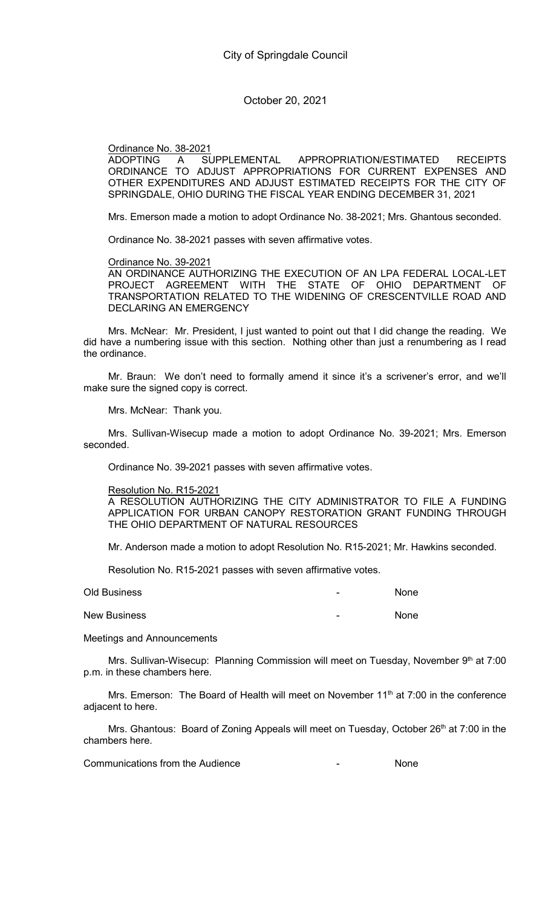Ordinance No. 38-2021
ADOPTING A SUPPLEMENTAL APPROPRIATION/ESTIMATED RECEIPTS ORDINANCE TO ADJUST APPROPRIATIONS FOR CURRENT EXPENSES AND OTHER EXPENDITURES AND ADJUST ESTIMATED RECEIPTS FOR THE CITY OF SPRINGDALE, OHIO DURING THE FISCAL YEAR ENDING DECEMBER 31, 2021

Mrs. Emerson made a motion to adopt Ordinance No. 38-2021; Mrs. Ghantous seconded.

Ordinance No. 38-2021 passes with seven affirmative votes.

Ordinance No. 39-2021
AN ORDINANCE AUTHORIZING THE EXECUTION OF AN LPA FEDERAL LOCAL-LET PROJECT AGREEMENT WITH THE STATE OF OHIO DEPARTMENT OF TRANSPORTATION RELATED TO THE WIDENING OF CRESCENTVILLE ROAD AND DECLARING AN EMERGENCY

Mrs. McNear: Mr. President, I just wanted to point out that I did change the reading. We did have a numbering issue with this section. Nothing other than just a renumbering as I read the ordinance.

Mr. Braun: We don't need to formally amend it since it's a scrivener's error, and we'll make sure the signed copy is correct.

Mrs. McNear: Thank you.

Mrs. Sullivan-Wisecup made a motion to adopt Ordinance No. 39-2021; Mrs. Emerson seconded.

Ordinance No. 39-2021 passes with seven affirmative votes.

Resolution No. R15-2021
A RESOLUTION AUTHORIZING THE CITY ADMINISTRATOR TO FILE A FUNDING APPLICATION FOR URBAN CANOPY RESTORATION GRANT FUNDING THROUGH THE OHIO DEPARTMENT OF NATURAL RESOURCES

Mr. Anderson made a motion to adopt Resolution No. R15-2021; Mr. Hawkins seconded.

Resolution No. R15-2021 passes with seven affirmative votes.

Old Business - None

New Business - None

Meetings and Announcements

Mrs. Sullivan-Wisecup: Planning Commission will meet on Tuesday, November 9th at 7:00 p.m. in these chambers here.

Mrs. Emerson: The Board of Health will meet on November 11th at 7:00 in the conference adjacent to here.

Mrs. Ghantous: Board of Zoning Appeals will meet on Tuesday, October 26th at 7:00 in the chambers here.

Communications from the Audience - None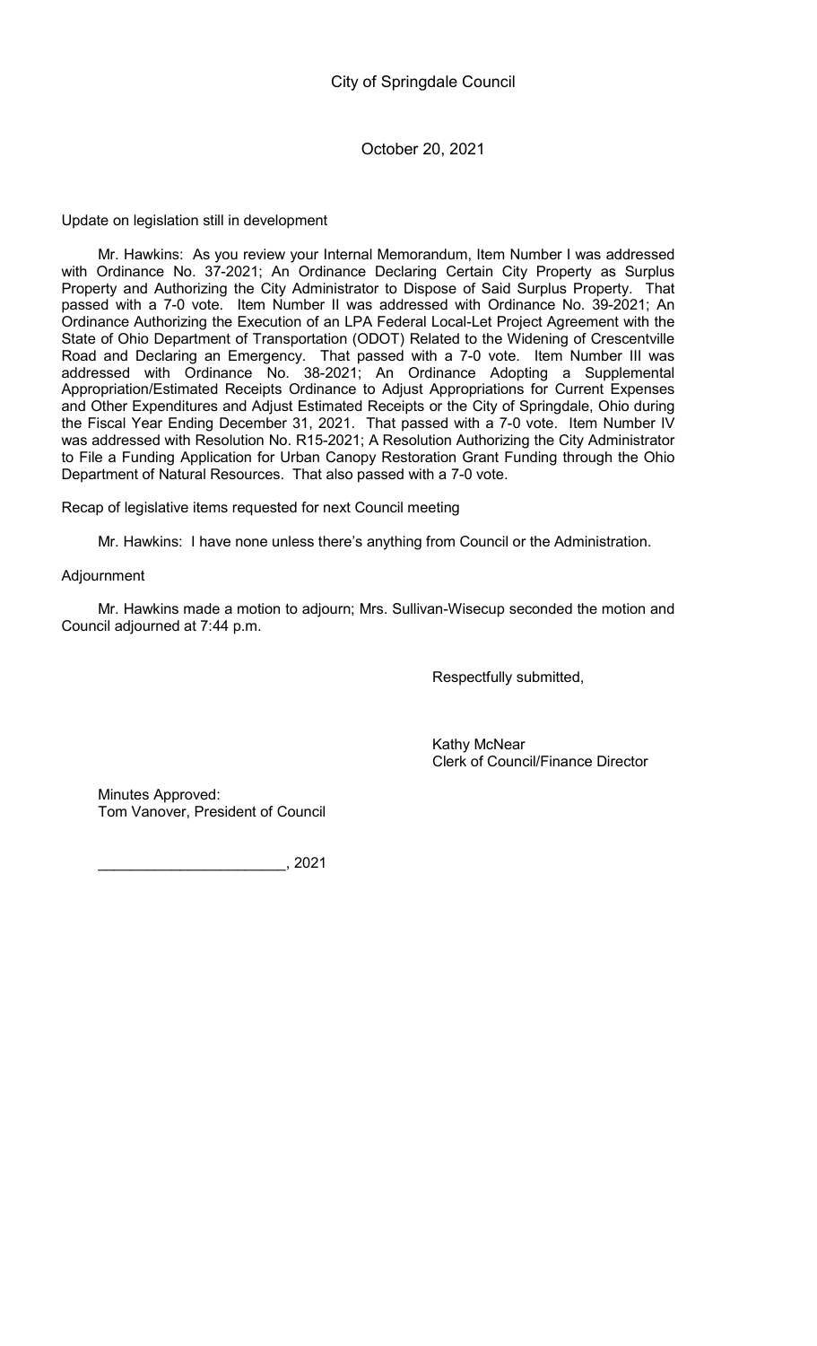City of Springdale Council

October 20, 2021

Update on legislation still in development

Mr. Hawkins: As you review your Internal Memorandum, Item Number I was addressed with Ordinance No. 37-2021; An Ordinance Declaring Certain City Property as Surplus Property and Authorizing the City Administrator to Dispose of Said Surplus Property. That passed with a 7-0 vote. Item Number II was addressed with Ordinance No. 39-2021; An Ordinance Authorizing the Execution of an LPA Federal Local-Let Project Agreement with the State of Ohio Department of Transportation (ODOT) Related to the Widening of Crescentville Road and Declaring an Emergency. That passed with a 7-0 vote. Item Number III was addressed with Ordinance No. 38-2021; An Ordinance Adopting a Supplemental Appropriation/Estimated Receipts Ordinance to Adjust Appropriations for Current Expenses and Other Expenditures and Adjust Estimated Receipts or the City of Springdale, Ohio during the Fiscal Year Ending December 31, 2021. That passed with a 7-0 vote. Item Number IV was addressed with Resolution No. R15-2021; A Resolution Authorizing the City Administrator to File a Funding Application for Urban Canopy Restoration Grant Funding through the Ohio Department of Natural Resources. That also passed with a 7-0 vote.

Recap of legislative items requested for next Council meeting

Mr. Hawkins: I have none unless there's anything from Council or the Administration.

Adjournment

Mr. Hawkins made a motion to adjourn; Mrs. Sullivan-Wisecup seconded the motion and Council adjourned at 7:44 p.m.

Respectfully submitted,

Kathy McNear
Clerk of Council/Finance Director

Minutes Approved:
Tom Vanover, President of Council

______________________, 2021